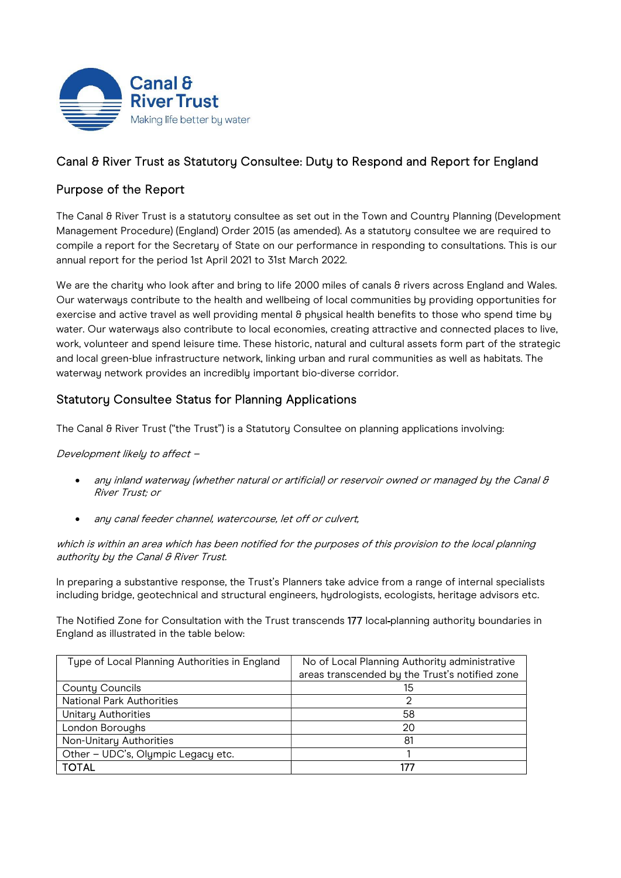Canal & River Trust
Making life better by water

# Canal & River Trust as Statutory Consultee: Duty to Respond and Report for England

## Purpose of the Report

The Canal & River Trust is a statutory consultee as set out in the Town and Country Planning (Development Management Procedure) (England) Order 2015 (as amended). As a statutory consultee we are required to compile a report for the Secretary of State on our performance in responding to consultations. This is our annual report for the period 1st April 2021 to 31st March 2022.

We are the charity who look after and bring to life 2000 miles of canals & rivers across England and Wales. Our waterways contribute to the health and wellbeing of local communities by providing opportunities for exercise and active travel as well providing mental & physical health benefits to those who spend time by water. Our waterways also contribute to local economies, creating attractive and connected places to live, work, volunteer and spend leisure time. These historic, natural and cultural assets form part of the strategic and local green-blue infrastructure network, linking urban and rural communities as well as habitats. The waterway network provides an incredibly important bio-diverse corridor.

## Statutory Consultee Status for Planning Applications

The Canal & River Trust ("the Trust") is a Statutory Consultee on planning applications involving:

*Development likely to affect –*

- *any inland waterway (whether natural or artificial) or reservoir owned or managed by the Canal & River Trust; or*
- *any canal feeder channel, watercourse, let off or culvert,*

*which is within an area which has been notified for the purposes of this provision to the local planning authority by the Canal & River Trust.*

In preparing a substantive response, the Trust's Planners take advice from a range of internal specialists including bridge, geotechnical and structural engineers, hydrologists, ecologists, heritage advisors etc.

The Notified Zone for Consultation with the Trust transcends 177 local-planning authority boundaries in England as illustrated in the table below:

| Type of Local Planning Authorities in England | No of Local Planning Authority administrative areas transcended by the Trust's notified zone |
|---|---|
| County Councils | 15 |
| National Park Authorities | 2 |
| Unitary Authorities | 58 |
| London Boroughs | 20 |
| Non-Unitary Authorities | 81 |
| Other – UDC's, Olympic Legacy etc. | 1 |
| TOTAL | 177 |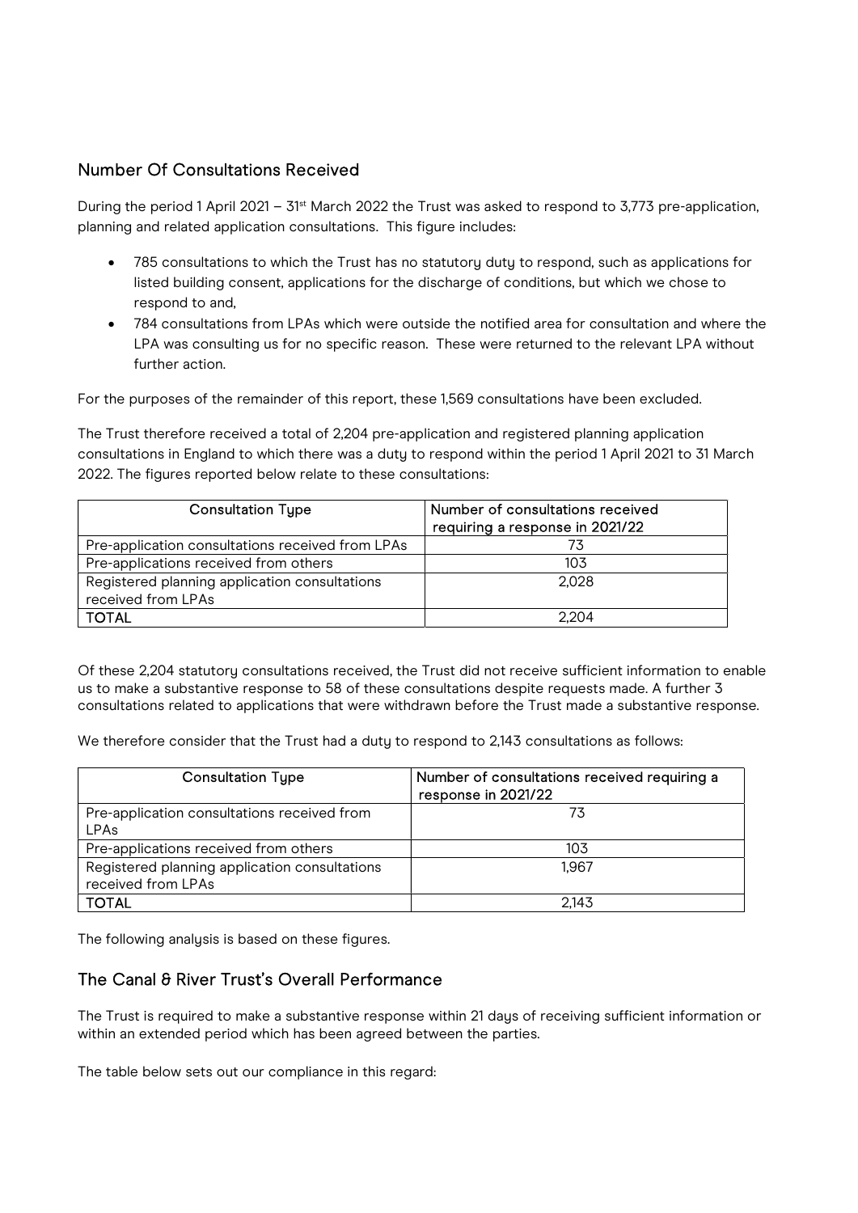## Number Of Consultations Received

During the period 1 April 2021 – 31st March 2022 the Trust was asked to respond to 3,773 pre-application, planning and related application consultations. This figure includes:

- 785 consultations to which the Trust has no statutory duty to respond, such as applications for listed building consent, applications for the discharge of conditions, but which we chose to respond to and,
- 784 consultations from LPAs which were outside the notified area for consultation and where the LPA was consulting us for no specific reason. These were returned to the relevant LPA without further action.

For the purposes of the remainder of this report, these 1,569 consultations have been excluded.

The Trust therefore received a total of 2,204 pre-application and registered planning application consultations in England to which there was a duty to respond within the period 1 April 2021 to 31 March 2022. The figures reported below relate to these consultations:

| Consultation Type | Number of consultations received requiring a response in 2021/22 |
|---|---|
| Pre-application consultations received from LPAs | 73 |
| Pre-applications received from others | 103 |
| Registered planning application consultations received from LPAs | 2,028 |
| TOTAL | 2,204 |

Of these 2,204 statutory consultations received, the Trust did not receive sufficient information to enable us to make a substantive response to 58 of these consultations despite requests made. A further 3 consultations related to applications that were withdrawn before the Trust made a substantive response.

We therefore consider that the Trust had a duty to respond to 2,143 consultations as follows:

| Consultation Type | Number of consultations received requiring a response in 2021/22 |
|---|---|
| Pre-application consultations received from LPAs | 73 |
| Pre-applications received from others | 103 |
| Registered planning application consultations received from LPAs | 1,967 |
| TOTAL | 2,143 |

The following analysis is based on these figures.

## The Canal & River Trust's Overall Performance

The Trust is required to make a substantive response within 21 days of receiving sufficient information or within an extended period which has been agreed between the parties.

The table below sets out our compliance in this regard: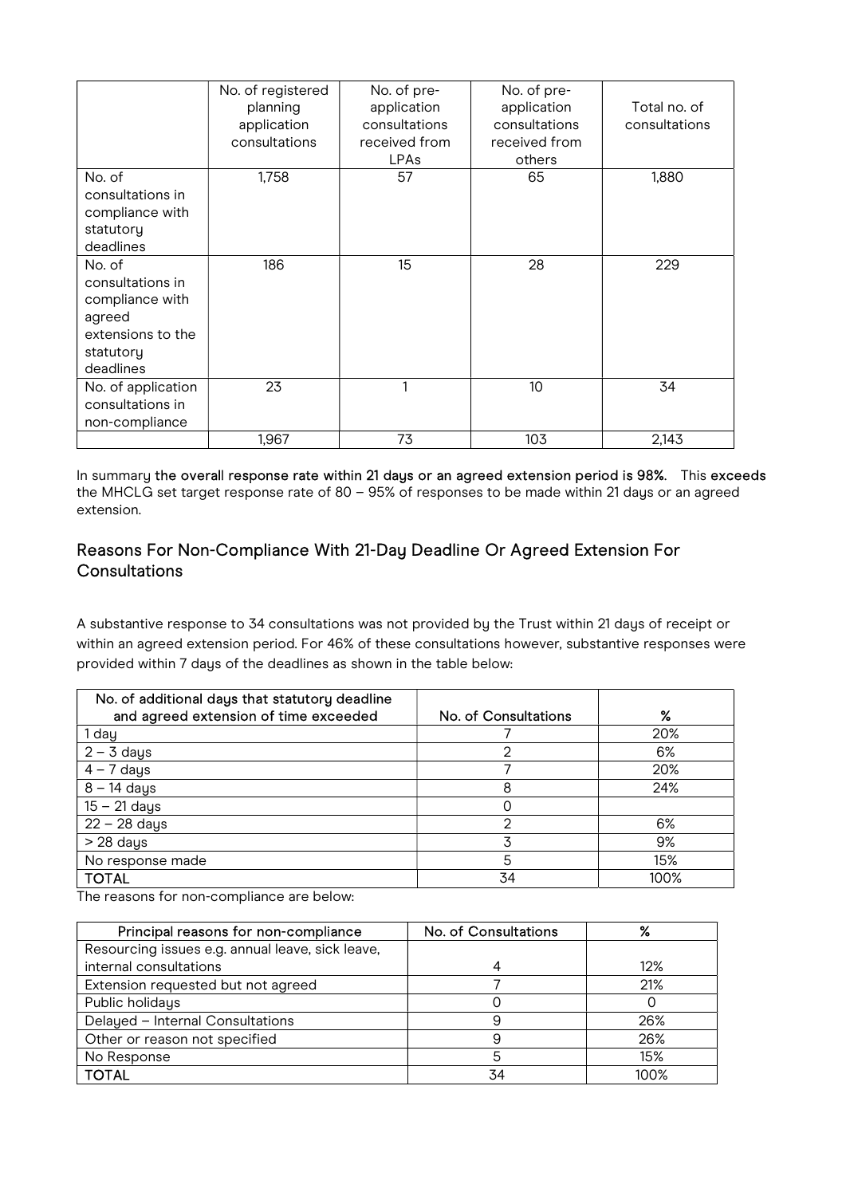| | No. of registered planning application consultations | No. of pre-application consultations received from LPAs | No. of pre-application consultations received from others | Total no. of consultations |
|---|---|---|---|---|
| No. of consultations in compliance with statutory deadlines | 1,758 | 57 | 65 | 1,880 |
| No. of consultations in compliance with agreed extensions to the statutory deadlines | 186 | 15 | 28 | 229 |
| No. of application consultations in non-compliance | 23 | 1 | 10 | 34 |
| | 1,967 | 73 | 103 | 2,143 |

In summary **the overall response rate within 21 days or an agreed extension period is 98%.** This **exceeds** the MHCLG set target response rate of 80 – 95% of responses to be made within 21 days or an agreed extension.

## Reasons For Non-Compliance With 21-Day Deadline Or Agreed Extension For Consultations

A substantive response to 34 consultations was not provided by the Trust within 21 days of receipt or within an agreed extension period. For 46% of these consultations however, substantive responses were provided within 7 days of the deadlines as shown in the table below:

| No. of additional days that statutory deadline and agreed extension of time exceeded | No. of Consultations | % |
|---|---|---|
| 1 day | 7 | 20% |
| 2 – 3 days | 2 | 6% |
| 4 – 7 days | 7 | 20% |
| 8 – 14 days | 8 | 24% |
| 15 – 21 days | 0 | |
| 22 – 28 days | 2 | 6% |
| > 28 days | 3 | 9% |
| No response made | 5 | 15% |
| TOTAL | 34 | 100% |

The reasons for non-compliance are below:

| Principal reasons for non-compliance | No. of Consultations | % |
|---|---|---|
| Resourcing issues e.g. annual leave, sick leave, internal consultations | 4 | 12% |
| Extension requested but not agreed | 7 | 21% |
| Public holidays | 0 | 0 |
| Delayed – Internal Consultations | 9 | 26% |
| Other or reason not specified | 9 | 26% |
| No Response | 5 | 15% |
| TOTAL | 34 | 100% |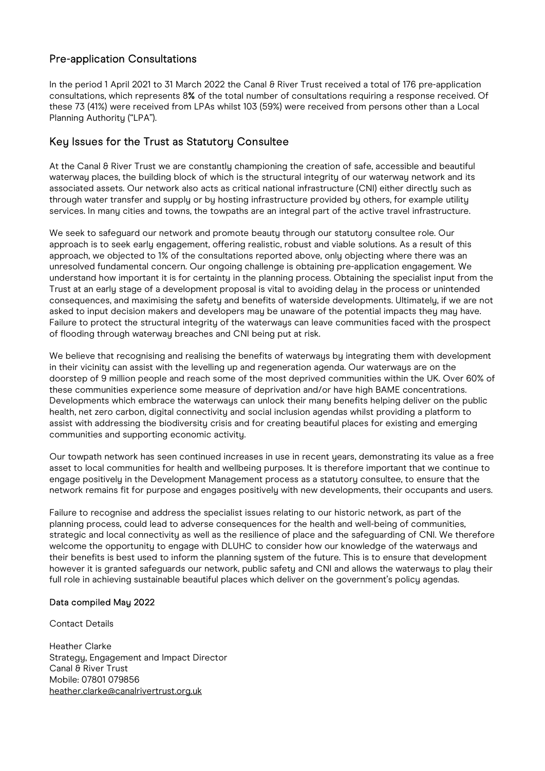## Pre-application Consultations

In the period 1 April 2021 to 31 March 2022 the Canal & River Trust received a total of 176 pre-application consultations, which represents 8**%** of the total number of consultations requiring a response received. Of these 73 (41%) were received from LPAs whilst 103 (59%) were received from persons other than a Local Planning Authority ("LPA").

## Key Issues for the Trust as Statutory Consultee

At the Canal & River Trust we are constantly championing the creation of safe, accessible and beautiful waterway places, the building block of which is the structural integrity of our waterway network and its associated assets. Our network also acts as critical national infrastructure (CNI) either directly such as through water transfer and supply or by hosting infrastructure provided by others, for example utility services. In many cities and towns, the towpaths are an integral part of the active travel infrastructure.

We seek to safeguard our network and promote beauty through our statutory consultee role. Our approach is to seek early engagement, offering realistic, robust and viable solutions. As a result of this approach, we objected to 1% of the consultations reported above, only objecting where there was an unresolved fundamental concern. Our ongoing challenge is obtaining pre-application engagement. We understand how important it is for certainty in the planning process. Obtaining the specialist input from the Trust at an early stage of a development proposal is vital to avoiding delay in the process or unintended consequences, and maximising the safety and benefits of waterside developments. Ultimately, if we are not asked to input decision makers and developers may be unaware of the potential impacts they may have. Failure to protect the structural integrity of the waterways can leave communities faced with the prospect of flooding through waterway breaches and CNI being put at risk.

We believe that recognising and realising the benefits of waterways by integrating them with development in their vicinity can assist with the levelling up and regeneration agenda. Our waterways are on the doorstep of 9 million people and reach some of the most deprived communities within the UK. Over 60% of these communities experience some measure of deprivation and/or have high BAME concentrations. Developments which embrace the waterways can unlock their many benefits helping deliver on the public health, net zero carbon, digital connectivity and social inclusion agendas whilst providing a platform to assist with addressing the biodiversity crisis and for creating beautiful places for existing and emerging communities and supporting economic activity.

Our towpath network has seen continued increases in use in recent years, demonstrating its value as a free asset to local communities for health and wellbeing purposes. It is therefore important that we continue to engage positively in the Development Management process as a statutory consultee, to ensure that the network remains fit for purpose and engages positively with new developments, their occupants and users.

Failure to recognise and address the specialist issues relating to our historic network, as part of the planning process, could lead to adverse consequences for the health and well-being of communities, strategic and local connectivity as well as the resilience of place and the safeguarding of CNI. We therefore welcome the opportunity to engage with DLUHC to consider how our knowledge of the waterways and their benefits is best used to inform the planning system of the future. This is to ensure that development however it is granted safeguards our network, public safety and CNI and allows the waterways to play their full role in achieving sustainable beautiful places which deliver on the government's policy agendas.

**Data compiled May 2022**

Contact Details

Heather Clarke
Strategy, Engagement and Impact Director
Canal & River Trust
Mobile: 07801 079856
heather.clarke@canalrivertrust.org.uk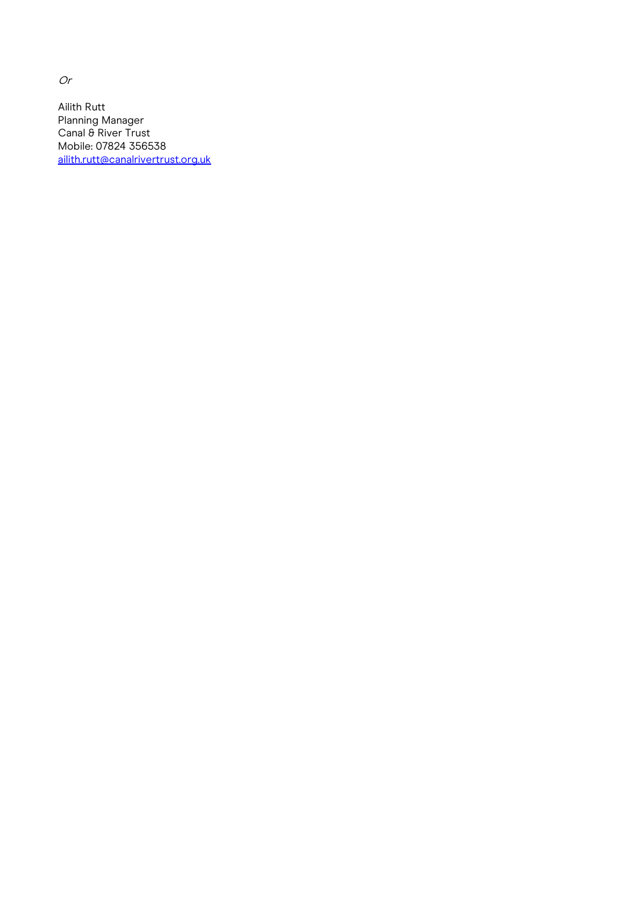*Or*

Ailith Rutt  
Planning Manager  
Canal & River Trust  
Mobile: 07824 356538  
ailith.rutt@canalrivertrust.org.uk